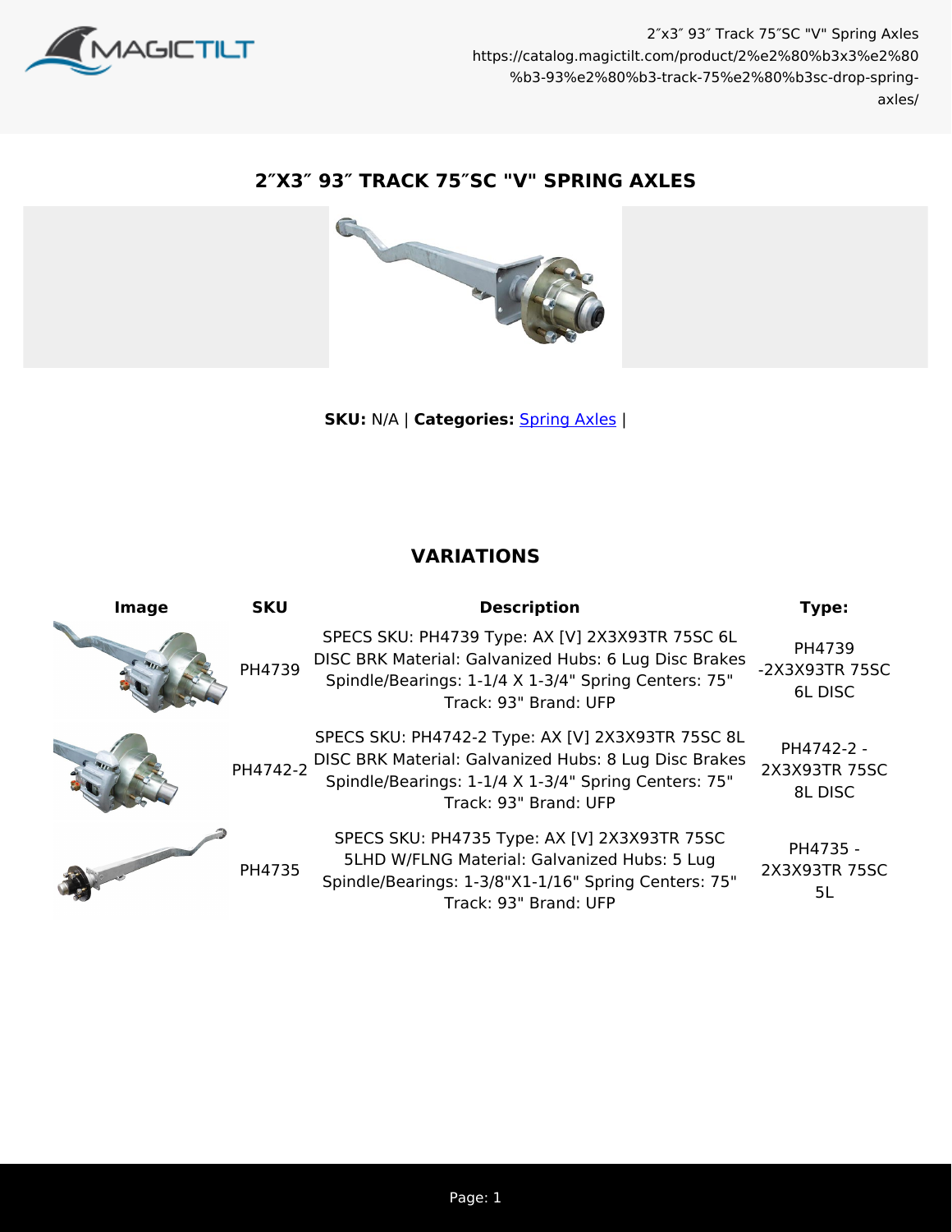# 2″X3″ 93″ TRACK 75″SC "V" SPRING AXLES

**SKU:** N/A | **Categories:** Spring Axles |

## VARIATIONS

| Image | SKU | Description | Type: |
| --- | --- | --- | --- |
| | PH4739 | SPECS SKU: PH4739 Type: AX [V] 2X3X93TR 75SC 6L DISC BRK Material: Galvanized Hubs: 6 Lug Disc Brakes Spindle/Bearings: 1-1/4 X 1-3/4" Spring Centers: 75" Track: 93" Brand: UFP | PH4739 -2X3X93TR 75SC 6L DISC |
| | PH4742-2 | SPECS SKU: PH4742-2 Type: AX [V] 2X3X93TR 75SC 8L DISC BRK Material: Galvanized Hubs: 8 Lug Disc Brakes Spindle/Bearings: 1-1/4 X 1-3/4" Spring Centers: 75" Track: 93" Brand: UFP | PH4742-2 - 2X3X93TR 75SC 8L DISC |
| | PH4735 | SPECS SKU: PH4735 Type: AX [V] 2X3X93TR 75SC 5LHD W/FLNG Material: Galvanized Hubs: 5 Lug Spindle/Bearings: 1-3/8"X1-1/16" Spring Centers: 75" Track: 93" Brand: UFP | PH4735 - 2X3X93TR 75SC 5L |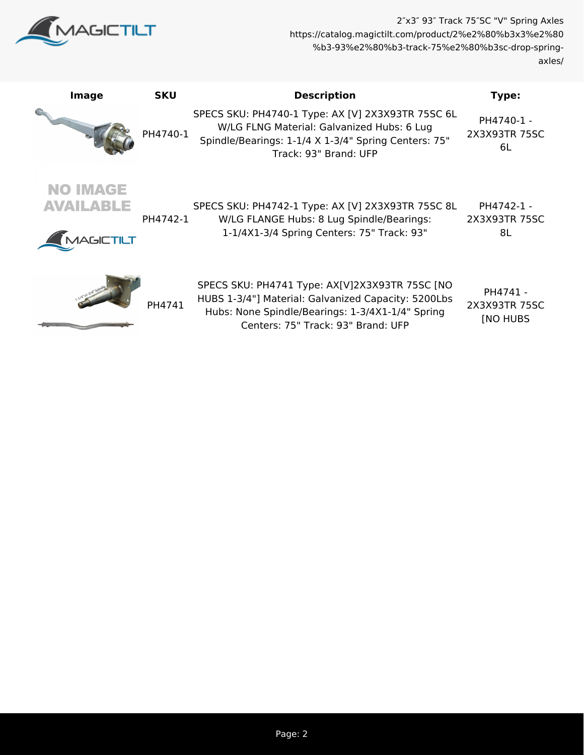| Image | SKU | Description | Type: |
| --- | --- | --- | --- |
| | PH4740-1 | SPECS SKU: PH4740-1 Type: AX [V] 2X3X93TR 75SC 6L W/LG FLNG Material: Galvanized Hubs: 6 Lug Spindle/Bearings: 1-1/4 X 1-3/4" Spring Centers: 75" Track: 93" Brand: UFP | PH4740-1 - 2X3X93TR 75SC 6L |
| | PH4742-1 | SPECS SKU: PH4742-1 Type: AX [V] 2X3X93TR 75SC 8L W/LG FLANGE Hubs: 8 Lug Spindle/Bearings: 1-1/4X1-3/4 Spring Centers: 75" Track: 93" | PH4742-1 - 2X3X93TR 75SC 8L |
| | PH4741 | SPECS SKU: PH4741 Type: AX[V]2X3X93TR 75SC [NO HUBS 1-3/4"] Material: Galvanized Capacity: 5200Lbs Hubs: None Spindle/Bearings: 1-3/4X1-1/4" Spring Centers: 75" Track: 93" Brand: UFP | PH4741 - 2X3X93TR 75SC [NO HUBS |